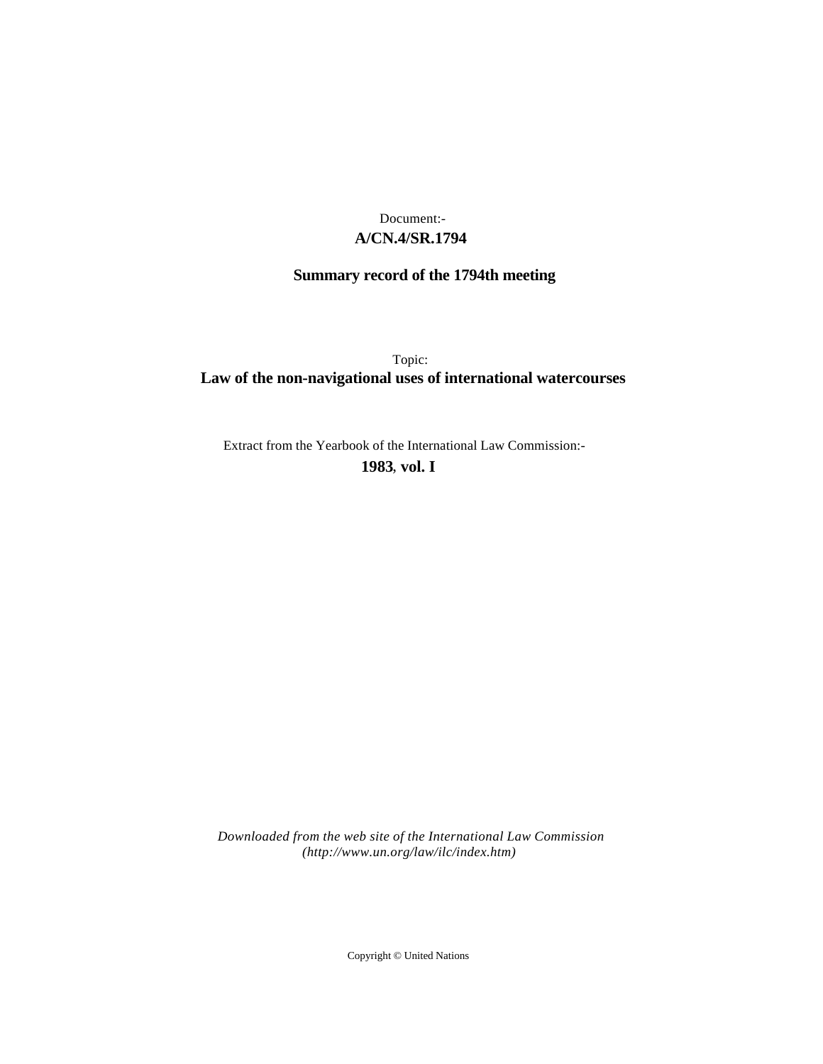Document:-

**A/CN.4/SR.1794**

**Summary record of the 1794th meeting**

Topic:

**Law of the non-navigational uses of international watercourses**

Extract from the Yearbook of the International Law Commission:-

**1983, vol. I**

*Downloaded from the web site of the International Law Commission (http://www.un.org/law/ilc/index.htm)*

Copyright © United Nations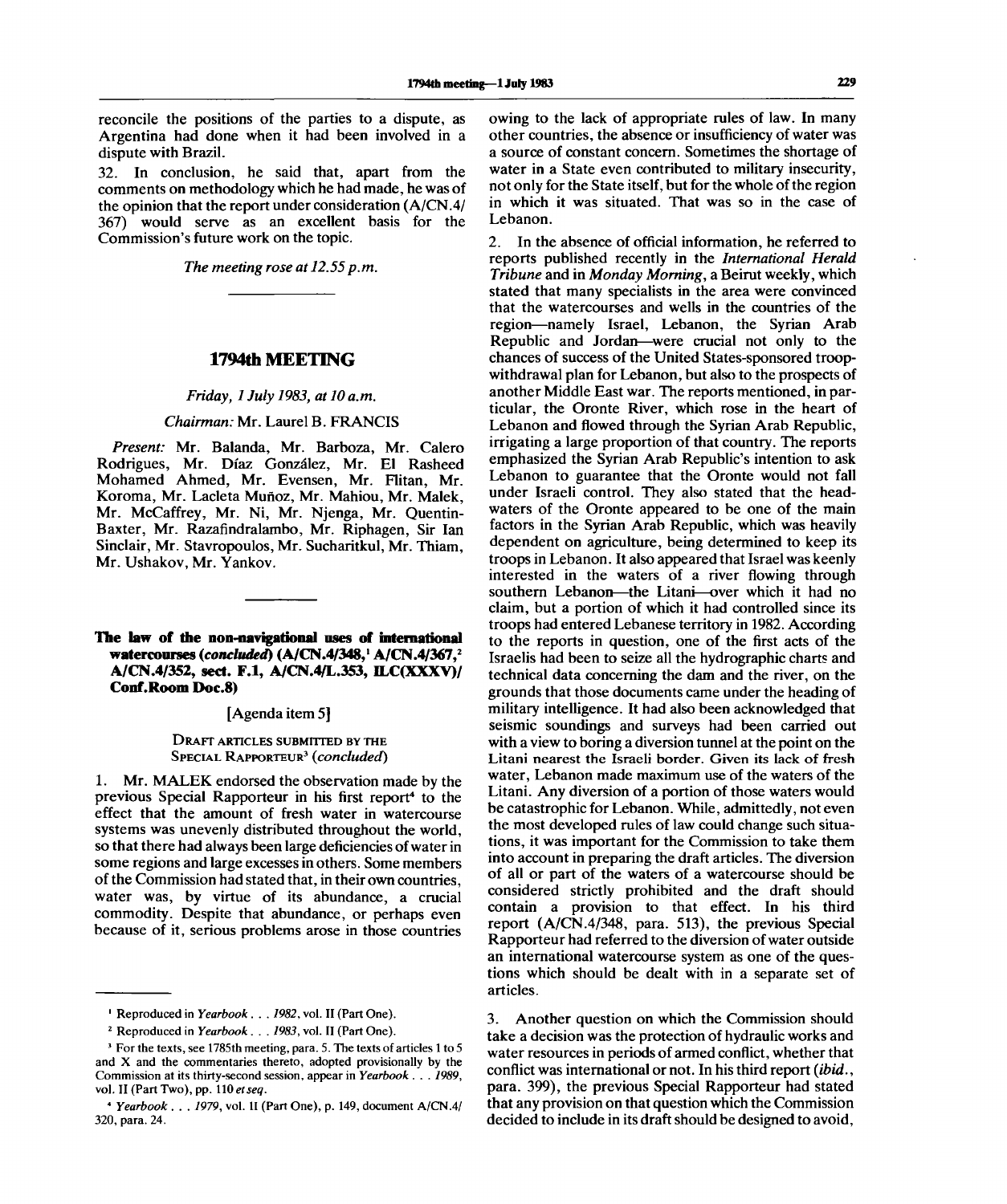reconcile the positions of the parties to a dispute, as Argentina had done when it had been involved in a dispute with Brazil.

32. In conclusion, he said that, apart from the comments on methodology which he had made, he was of the opinion that the report under consideration (A/CN.4/367) would serve as an excellent basis for the Commission's future work on the topic.

*The meeting rose at 12.55 p.m.*

## 1794th MEETING

*Friday, 1 July 1983, at 10 a.m.*

*Chairman:* Mr. Laurel B. FRANCIS

*Present:* Mr. Balanda, Mr. Barboza, Mr. Calero Rodrigues, Mr. Díaz González, Mr. El Rasheed Mohamed Ahmed, Mr. Evensen, Mr. Flitan, Mr. Koroma, Mr. Lacleta Muñoz, Mr. Mahiou, Mr. Malek, Mr. McCaffrey, Mr. Ni, Mr. Njenga, Mr. Quentin-Baxter, Mr. Razafindralambo, Mr. Riphagen, Sir Ian Sinclair, Mr. Stavropoulos, Mr. Sucharitkul, Mr. Thiam, Mr. Ushakov, Mr. Yankov.

### The law of the non-navigational uses of international watercourses (*concluded*) (A/CN.4/348,[1] A/CN.4/367,[2] A/CN.4/352, sect. F.1, A/CN.4/L.353, ILC(XXXV)/Conf.Room Doc.8)

[Agenda item 5]

DRAFT ARTICLES SUBMITTED BY THE SPECIAL RAPPORTEUR[3] (*concluded*)

1. Mr. MALEK endorsed the observation made by the previous Special Rapporteur in his first report[4] to the effect that the amount of fresh water in watercourse systems was unevenly distributed throughout the world, so that there had always been large deficiencies of water in some regions and large excesses in others. Some members of the Commission had stated that, in their own countries, water was, by virtue of its abundance, a crucial commodity. Despite that abundance, or perhaps even because of it, serious problems arose in those countries owing to the lack of appropriate rules of law. In many other countries, the absence or insufficiency of water was a source of constant concern. Sometimes the shortage of water in a State even contributed to military insecurity, not only for the State itself, but for the whole of the region in which it was situated. That was so in the case of Lebanon.

2. In the absence of official information, he referred to reports published recently in the *International Herald Tribune* and in *Monday Morning*, a Beirut weekly, which stated that many specialists in the area were convinced that the watercourses and wells in the countries of the region—namely Israel, Lebanon, the Syrian Arab Republic and Jordan—were crucial not only to the chances of success of the United States-sponsored troop-withdrawal plan for Lebanon, but also to the prospects of another Middle East war. The reports mentioned, in particular, the Oronte River, which rose in the heart of Lebanon and flowed through the Syrian Arab Republic, irrigating a large proportion of that country. The reports emphasized the Syrian Arab Republic's intention to ask Lebanon to guarantee that the Oronte would not fall under Israeli control. They also stated that the head-waters of the Oronte appeared to be one of the main factors in the Syrian Arab Republic, which was heavily dependent on agriculture, being determined to keep its troops in Lebanon. It also appeared that Israel was keenly interested in the waters of a river flowing through southern Lebanon—the Litani—over which it had no claim, but a portion of which it had controlled since its troops had entered Lebanese territory in 1982. According to the reports in question, one of the first acts of the Israelis had been to seize all the hydrographic charts and technical data concerning the dam and the river, on the grounds that those documents came under the heading of military intelligence. It had also been acknowledged that seismic soundings and surveys had been carried out with a view to boring a diversion tunnel at the point on the Litani nearest the Israeli border. Given its lack of fresh water, Lebanon made maximum use of the waters of the Litani. Any diversion of a portion of those waters would be catastrophic for Lebanon. While, admittedly, not even the most developed rules of law could change such situations, it was important for the Commission to take them into account in preparing the draft articles. The diversion of all or part of the waters of a watercourse should be considered strictly prohibited and the draft should contain a provision to that effect. In his third report (A/CN.4/348, para. 513), the previous Special Rapporteur had referred to the diversion of water outside an international watercourse system as one of the questions which should be dealt with in a separate set of articles.

3. Another question on which the Commission should take a decision was the protection of hydraulic works and water resources in periods of armed conflict, whether that conflict was international or not. In his third report (*ibid.*, para. 399), the previous Special Rapporteur had stated that any provision on that question which the Commission decided to include in its draft should be designed to avoid,

---

[1] Reproduced in *Yearbook . . . 1982*, vol. II (Part One).

[2] Reproduced in *Yearbook . . . 1983*, vol. II (Part One).

[3] For the texts, see 1785th meeting, para. 5. The texts of articles 1 to 5 and X and the commentaries thereto, adopted provisionally by the Commission at its thirty-second session, appear in *Yearbook . . . 1989*, vol. II (Part Two), pp. 110 *et seq.*

[4] *Yearbook . . . 1979*, vol. II (Part One), p. 149, document A/CN.4/320, para. 24.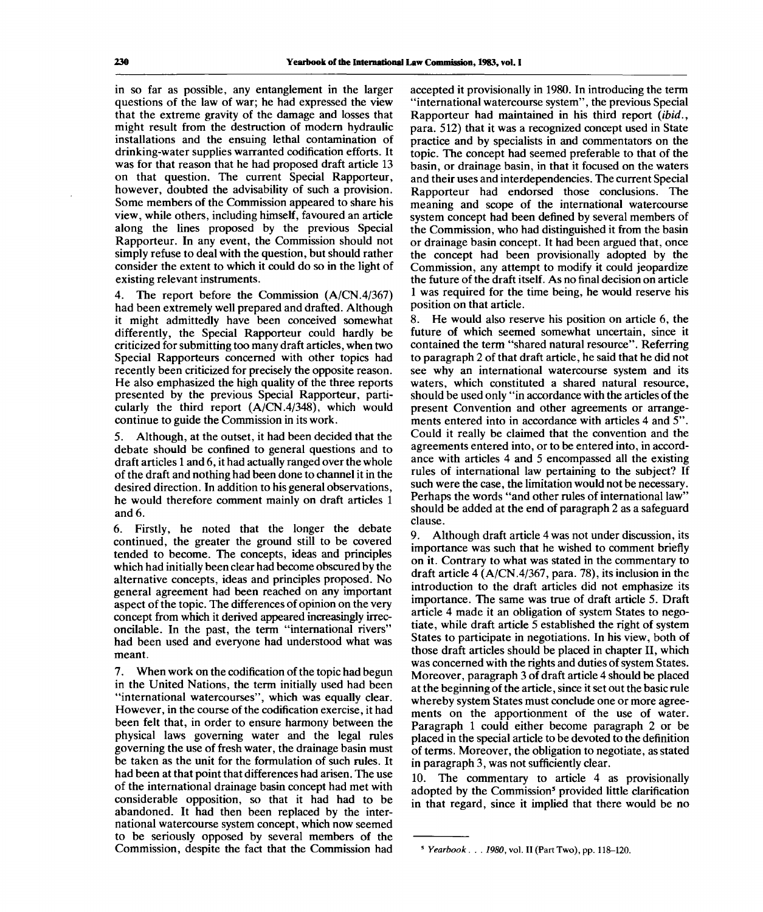in so far as possible, any entanglement in the larger questions of the law of war; he had expressed the view that the extreme gravity of the damage and losses that might result from the destruction of modern hydraulic installations and the ensuing lethal contamination of drinking-water supplies warranted codification efforts. It was for that reason that he had proposed draft article 13 on that question. The current Special Rapporteur, however, doubted the advisability of such a provision. Some members of the Commission appeared to share his view, while others, including himself, favoured an article along the lines proposed by the previous Special Rapporteur. In any event, the Commission should not simply refuse to deal with the question, but should rather consider the extent to which it could do so in the light of existing relevant instruments.

4. The report before the Commission (A/CN.4/367) had been extremely well prepared and drafted. Although it might admittedly have been conceived somewhat differently, the Special Rapporteur could hardly be criticized for submitting too many draft articles, when two Special Rapporteurs concerned with other topics had recently been criticized for precisely the opposite reason. He also emphasized the high quality of the three reports presented by the previous Special Rapporteur, particularly the third report (A/CN.4/348), which would continue to guide the Commission in its work.

5. Although, at the outset, it had been decided that the debate should be confined to general questions and to draft articles 1 and 6, it had actually ranged over the whole of the draft and nothing had been done to channel it in the desired direction. In addition to his general observations, he would therefore comment mainly on draft articles 1 and 6.

6. Firstly, he noted that the longer the debate continued, the greater the ground still to be covered tended to become. The concepts, ideas and principles which had initially been clear had become obscured by the alternative concepts, ideas and principles proposed. No general agreement had been reached on any important aspect of the topic. The differences of opinion on the very concept from which it derived appeared increasingly irreconcilable. In the past, the term "international rivers" had been used and everyone had understood what was meant.

7. When work on the codification of the topic had begun in the United Nations, the term initially used had been "international watercourses", which was equally clear. However, in the course of the codification exercise, it had been felt that, in order to ensure harmony between the physical laws governing water and the legal rules governing the use of fresh water, the drainage basin must be taken as the unit for the formulation of such rules. It had been at that point that differences had arisen. The use of the international drainage basin concept had met with considerable opposition, so that it had had to be abandoned. It had then been replaced by the international watercourse system concept, which now seemed to be seriously opposed by several members of the Commission, despite the fact that the Commission had accepted it provisionally in 1980. In introducing the term "international watercourse system", the previous Special Rapporteur had maintained in his third report (*ibid.*, para. 512) that it was a recognized concept used in State practice and by specialists in and commentators on the topic. The concept had seemed preferable to that of the basin, or drainage basin, in that it focused on the waters and their uses and interdependencies. The current Special Rapporteur had endorsed those conclusions. The meaning and scope of the international watercourse system concept had been defined by several members of the Commission, who had distinguished it from the basin or drainage basin concept. It had been argued that, once the concept had been provisionally adopted by the Commission, any attempt to modify it could jeopardize the future of the draft itself. As no final decision on article 1 was required for the time being, he would reserve his position on that article.

8. He would also reserve his position on article 6, the future of which seemed somewhat uncertain, since it contained the term "shared natural resource". Referring to paragraph 2 of that draft article, he said that he did not see why an international watercourse system and its waters, which constituted a shared natural resource, should be used only "in accordance with the articles of the present Convention and other agreements or arrangements entered into in accordance with articles 4 and 5". Could it really be claimed that the convention and the agreements entered into, or to be entered into, in accordance with articles 4 and 5 encompassed all the existing rules of international law pertaining to the subject? If such were the case, the limitation would not be necessary. Perhaps the words "and other rules of international law" should be added at the end of paragraph 2 as a safeguard clause.

9. Although draft article 4 was not under discussion, its importance was such that he wished to comment briefly on it. Contrary to what was stated in the commentary to draft article 4 (A/CN.4/367, para. 78), its inclusion in the introduction to the draft articles did not emphasize its importance. The same was true of draft article 5. Draft article 4 made it an obligation of system States to negotiate, while draft article 5 established the right of system States to participate in negotiations. In his view, both of those draft articles should be placed in chapter II, which was concerned with the rights and duties of system States. Moreover, paragraph 3 of draft article 4 should be placed at the beginning of the article, since it set out the basic rule whereby system States must conclude one or more agreements on the apportionment of the use of water. Paragraph 1 could either become paragraph 2 or be placed in the special article to be devoted to the definition of terms. Moreover, the obligation to negotiate, as stated in paragraph 3, was not sufficiently clear.

10. The commentary to article 4 as provisionally adopted by the Commission[5] provided little clarification in that regard, since it implied that there would be no

[5] *Yearbook . . . 1980*, vol. II (Part Two), pp. 118–120.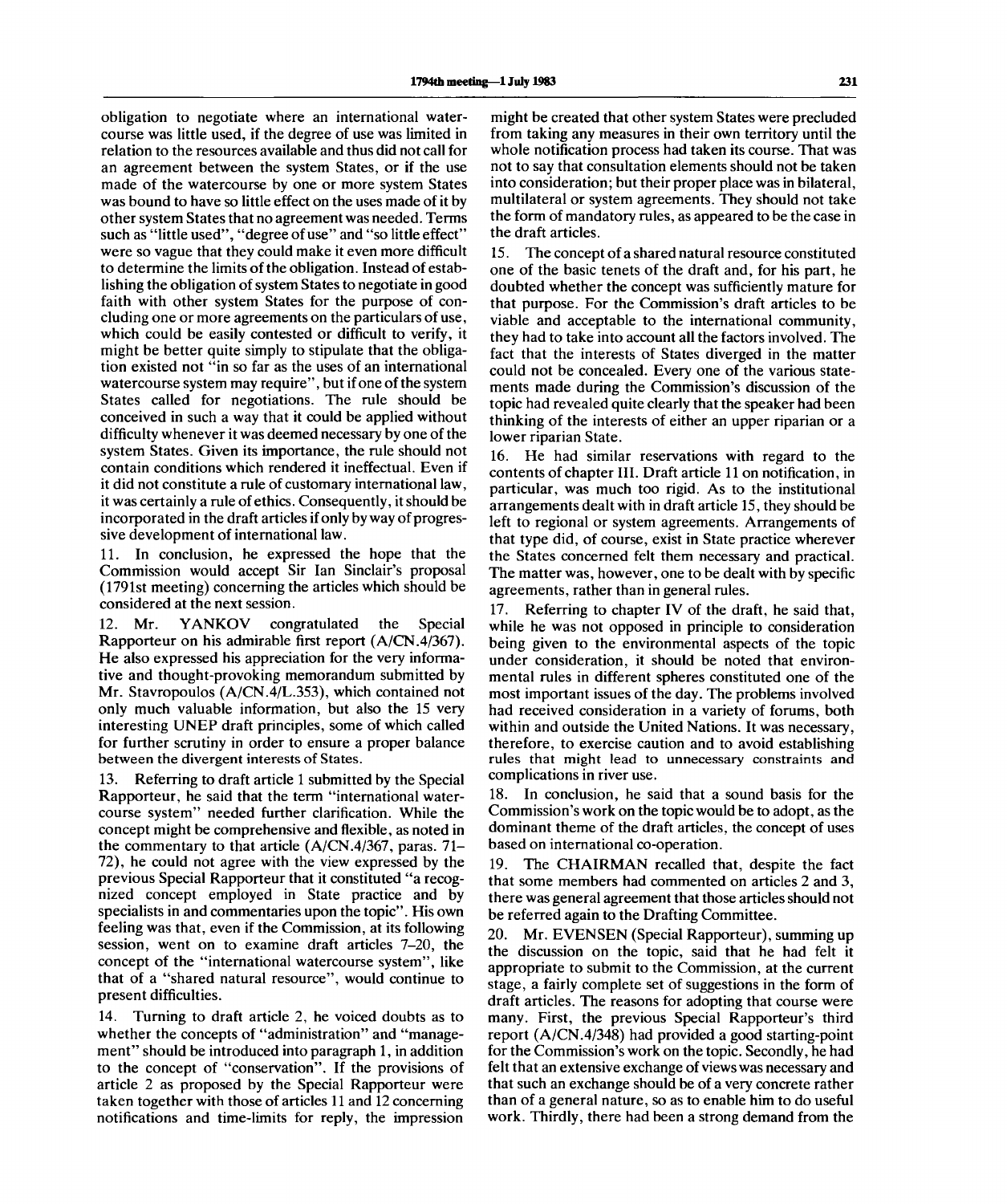obligation to negotiate where an international watercourse was little used, if the degree of use was limited in relation to the resources available and thus did not call for an agreement between the system States, or if the use made of the watercourse by one or more system States was bound to have so little effect on the uses made of it by other system States that no agreement was needed. Terms such as "little used", "degree of use" and "so little effect" were so vague that they could make it even more difficult to determine the limits of the obligation. Instead of establishing the obligation of system States to negotiate in good faith with other system States for the purpose of concluding one or more agreements on the particulars of use, which could be easily contested or difficult to verify, it might be better quite simply to stipulate that the obligation existed not "in so far as the uses of an international watercourse system may require", but if one of the system States called for negotiations. The rule should be conceived in such a way that it could be applied without difficulty whenever it was deemed necessary by one of the system States. Given its importance, the rule should not contain conditions which rendered it ineffectual. Even if it did not constitute a rule of customary international law, it was certainly a rule of ethics. Consequently, it should be incorporated in the draft articles if only by way of progressive development of international law.

11. In conclusion, he expressed the hope that the Commission would accept Sir Ian Sinclair's proposal (1791st meeting) concerning the articles which should be considered at the next session.

12. Mr. YANKOV congratulated the Special Rapporteur on his admirable first report (A/CN.4/367). He also expressed his appreciation for the very informative and thought-provoking memorandum submitted by Mr. Stavropoulos (A/CN.4/L.353), which contained not only much valuable information, but also the 15 very interesting UNEP draft principles, some of which called for further scrutiny in order to ensure a proper balance between the divergent interests of States.

13. Referring to draft article 1 submitted by the Special Rapporteur, he said that the term "international watercourse system" needed further clarification. While the concept might be comprehensive and flexible, as noted in the commentary to that article (A/CN.4/367, paras. 71–72), he could not agree with the view expressed by the previous Special Rapporteur that it constituted "a recognized concept employed in State practice and by specialists in and commentaries upon the topic". His own feeling was that, even if the Commission, at its following session, went on to examine draft articles 7–20, the concept of the "international watercourse system", like that of a "shared natural resource", would continue to present difficulties.

14. Turning to draft article 2, he voiced doubts as to whether the concepts of "administration" and "management" should be introduced into paragraph 1, in addition to the concept of "conservation". If the provisions of article 2 as proposed by the Special Rapporteur were taken together with those of articles 11 and 12 concerning notifications and time-limits for reply, the impression might be created that other system States were precluded from taking any measures in their own territory until the whole notification process had taken its course. That was not to say that consultation elements should not be taken into consideration; but their proper place was in bilateral, multilateral or system agreements. They should not take the form of mandatory rules, as appeared to be the case in the draft articles.

15. The concept of a shared natural resource constituted one of the basic tenets of the draft and, for his part, he doubted whether the concept was sufficiently mature for that purpose. For the Commission's draft articles to be viable and acceptable to the international community, they had to take into account all the factors involved. The fact that the interests of States diverged in the matter could not be concealed. Every one of the various statements made during the Commission's discussion of the topic had revealed quite clearly that the speaker had been thinking of the interests of either an upper riparian or a lower riparian State.

16. He had similar reservations with regard to the contents of chapter III. Draft article 11 on notification, in particular, was much too rigid. As to the institutional arrangements dealt with in draft article 15, they should be left to regional or system agreements. Arrangements of that type did, of course, exist in State practice wherever the States concerned felt them necessary and practical. The matter was, however, one to be dealt with by specific agreements, rather than in general rules.

17. Referring to chapter IV of the draft, he said that, while he was not opposed in principle to consideration being given to the environmental aspects of the topic under consideration, it should be noted that environmental rules in different spheres constituted one of the most important issues of the day. The problems involved had received consideration in a variety of forums, both within and outside the United Nations. It was necessary, therefore, to exercise caution and to avoid establishing rules that might lead to unnecessary constraints and complications in river use.

18. In conclusion, he said that a sound basis for the Commission's work on the topic would be to adopt, as the dominant theme of the draft articles, the concept of uses based on international co-operation.

19. The CHAIRMAN recalled that, despite the fact that some members had commented on articles 2 and 3, there was general agreement that those articles should not be referred again to the Drafting Committee.

20. Mr. EVENSEN (Special Rapporteur), summing up the discussion on the topic, said that he had felt it appropriate to submit to the Commission, at the current stage, a fairly complete set of suggestions in the form of draft articles. The reasons for adopting that course were many. First, the previous Special Rapporteur's third report (A/CN.4/348) had provided a good starting-point for the Commission's work on the topic. Secondly, he had felt that an extensive exchange of views was necessary and that such an exchange should be of a very concrete rather than of a general nature, so as to enable him to do useful work. Thirdly, there had been a strong demand from the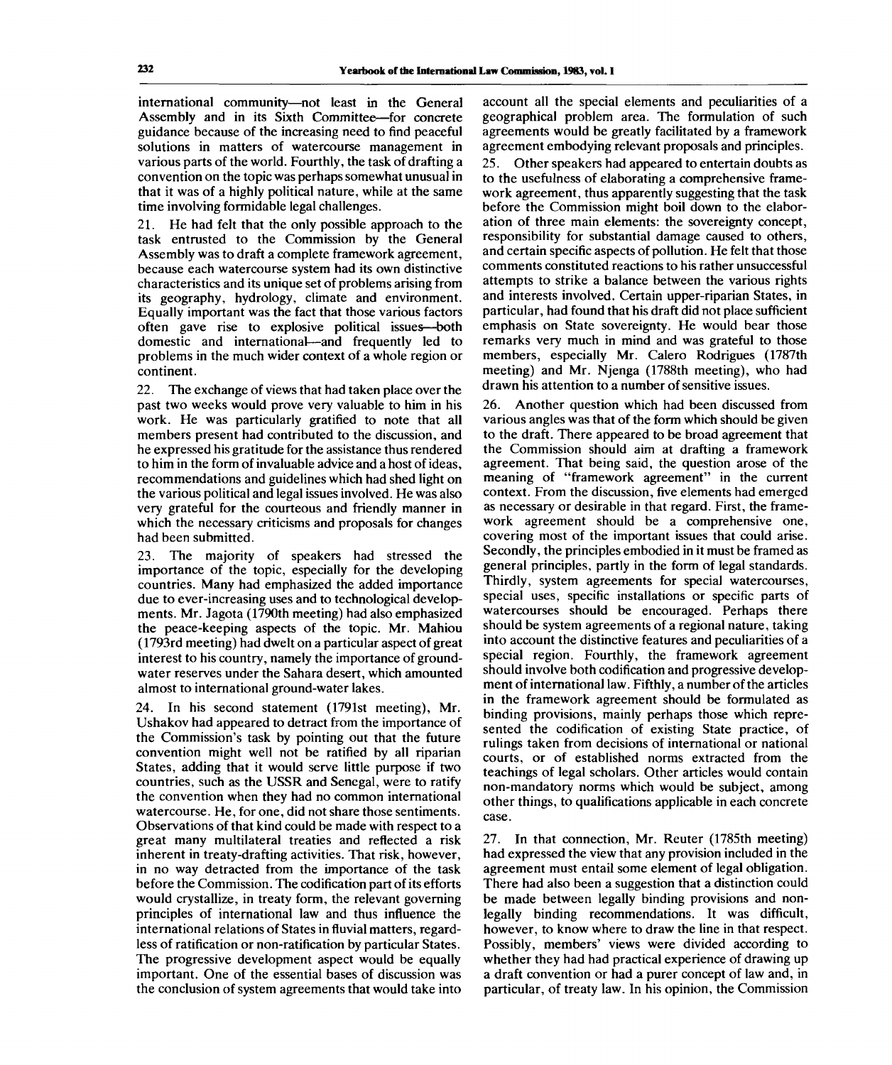international community—not least in the General Assembly and in its Sixth Committee—for concrete guidance because of the increasing need to find peaceful solutions in matters of watercourse management in various parts of the world. Fourthly, the task of drafting a convention on the topic was perhaps somewhat unusual in that it was of a highly political nature, while at the same time involving formidable legal challenges.

21. He had felt that the only possible approach to the task entrusted to the Commission by the General Assembly was to draft a complete framework agreement, because each watercourse system had its own distinctive characteristics and its unique set of problems arising from its geography, hydrology, climate and environment. Equally important was the fact that those various factors often gave rise to explosive political issues—both domestic and international—and frequently led to problems in the much wider context of a whole region or continent.

22. The exchange of views that had taken place over the past two weeks would prove very valuable to him in his work. He was particularly gratified to note that all members present had contributed to the discussion, and he expressed his gratitude for the assistance thus rendered to him in the form of invaluable advice and a host of ideas, recommendations and guidelines which had shed light on the various political and legal issues involved. He was also very grateful for the courteous and friendly manner in which the necessary criticisms and proposals for changes had been submitted.

23. The majority of speakers had stressed the importance of the topic, especially for the developing countries. Many had emphasized the added importance due to ever-increasing uses and to technological developments. Mr. Jagota (1790th meeting) had also emphasized the peace-keeping aspects of the topic. Mr. Mahiou (1793rd meeting) had dwelt on a particular aspect of great interest to his country, namely the importance of ground-water reserves under the Sahara desert, which amounted almost to international ground-water lakes.

24. In his second statement (1791st meeting), Mr. Ushakov had appeared to detract from the importance of the Commission's task by pointing out that the future convention might well not be ratified by all riparian States, adding that it would serve little purpose if two countries, such as the USSR and Senegal, were to ratify the convention when they had no common international watercourse. He, for one, did not share those sentiments. Observations of that kind could be made with respect to a great many multilateral treaties and reflected a risk inherent in treaty-drafting activities. That risk, however, in no way detracted from the importance of the task before the Commission. The codification part of its efforts would crystallize, in treaty form, the relevant governing principles of international law and thus influence the international relations of States in fluvial matters, regardless of ratification or non-ratification by particular States. The progressive development aspect would be equally important. One of the essential bases of discussion was the conclusion of system agreements that would take into account all the special elements and peculiarities of a geographical problem area. The formulation of such agreements would be greatly facilitated by a framework agreement embodying relevant proposals and principles.

25. Other speakers had appeared to entertain doubts as to the usefulness of elaborating a comprehensive framework agreement, thus apparently suggesting that the task before the Commission might boil down to the elaboration of three main elements: the sovereignty concept, responsibility for substantial damage caused to others, and certain specific aspects of pollution. He felt that those comments constituted reactions to his rather unsuccessful attempts to strike a balance between the various rights and interests involved. Certain upper-riparian States, in particular, had found that his draft did not place sufficient emphasis on State sovereignty. He would bear those remarks very much in mind and was grateful to those members, especially Mr. Calero Rodrigues (1787th meeting) and Mr. Njenga (1788th meeting), who had drawn his attention to a number of sensitive issues.

26. Another question which had been discussed from various angles was that of the form which should be given to the draft. There appeared to be broad agreement that the Commission should aim at drafting a framework agreement. That being said, the question arose of the meaning of "framework agreement" in the current context. From the discussion, five elements had emerged as necessary or desirable in that regard. First, the framework agreement should be a comprehensive one, covering most of the important issues that could arise. Secondly, the principles embodied in it must be framed as general principles, partly in the form of legal standards. Thirdly, system agreements for special watercourses, special uses, specific installations or specific parts of watercourses should be encouraged. Perhaps there should be system agreements of a regional nature, taking into account the distinctive features and peculiarities of a special region. Fourthly, the framework agreement should involve both codification and progressive development of international law. Fifthly, a number of the articles in the framework agreement should be formulated as binding provisions, mainly perhaps those which represented the codification of existing State practice, of rulings taken from decisions of international or national courts, or of established norms extracted from the teachings of legal scholars. Other articles would contain non-mandatory norms which would be subject, among other things, to qualifications applicable in each concrete case.

27. In that connection, Mr. Reuter (1785th meeting) had expressed the view that any provision included in the agreement must entail some element of legal obligation. There had also been a suggestion that a distinction could be made between legally binding provisions and non-legally binding recommendations. It was difficult, however, to know where to draw the line in that respect. Possibly, members' views were divided according to whether they had had practical experience of drawing up a draft convention or had a purer concept of law and, in particular, of treaty law. In his opinion, the Commission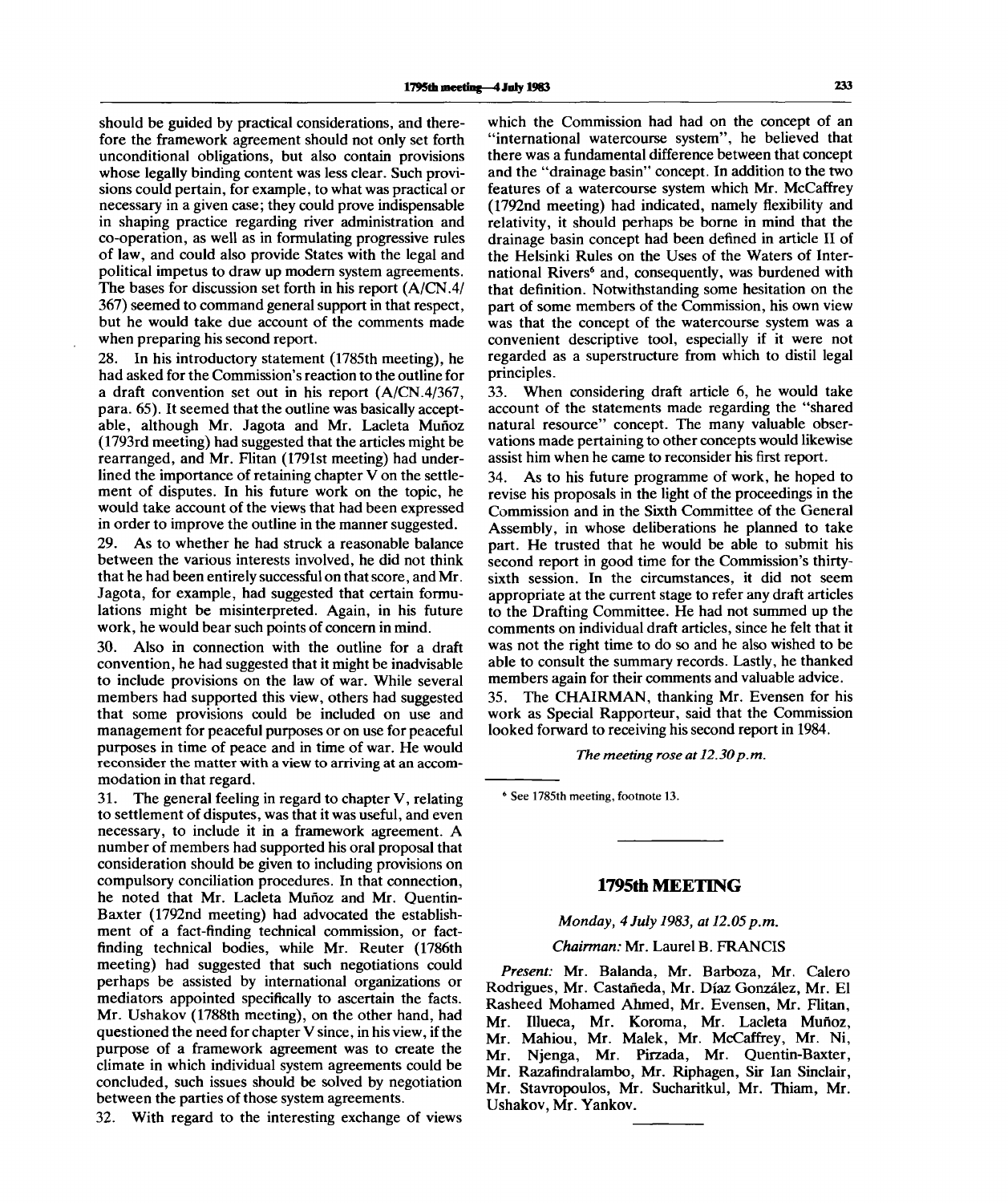should be guided by practical considerations, and therefore the framework agreement should not only set forth unconditional obligations, but also contain provisions whose legally binding content was less clear. Such provisions could pertain, for example, to what was practical or necessary in a given case; they could prove indispensable in shaping practice regarding river administration and co-operation, as well as in formulating progressive rules of law, and could also provide States with the legal and political impetus to draw up modern system agreements. The bases for discussion set forth in his report (A/CN.4/367) seemed to command general support in that respect, but he would take due account of the comments made when preparing his second report.

28. In his introductory statement (1785th meeting), he had asked for the Commission's reaction to the outline for a draft convention set out in his report (A/CN.4/367, para. 65). It seemed that the outline was basically acceptable, although Mr. Jagota and Mr. Lacleta Muñoz (1793rd meeting) had suggested that the articles might be rearranged, and Mr. Flitan (1791st meeting) had underlined the importance of retaining chapter V on the settlement of disputes. In his future work on the topic, he would take account of the views that had been expressed in order to improve the outline in the manner suggested.

29. As to whether he had struck a reasonable balance between the various interests involved, he did not think that he had been entirely successful on that score, and Mr. Jagota, for example, had suggested that certain formulations might be misinterpreted. Again, in his future work, he would bear such points of concern in mind.

30. Also in connection with the outline for a draft convention, he had suggested that it might be inadvisable to include provisions on the law of war. While several members had supported this view, others had suggested that some provisions could be included on use and management for peaceful purposes or on use for peaceful purposes in time of peace and in time of war. He would reconsider the matter with a view to arriving at an accommodation in that regard.

31. The general feeling in regard to chapter V, relating to settlement of disputes, was that it was useful, and even necessary, to include it in a framework agreement. A number of members had supported his oral proposal that consideration should be given to including provisions on compulsory conciliation procedures. In that connection, he noted that Mr. Lacleta Muñoz and Mr. Quentin-Baxter (1792nd meeting) had advocated the establishment of a fact-finding technical commission, or fact-finding technical bodies, while Mr. Reuter (1786th meeting) had suggested that such negotiations could perhaps be assisted by international organizations or mediators appointed specifically to ascertain the facts. Mr. Ushakov (1788th meeting), on the other hand, had questioned the need for chapter V since, in his view, if the purpose of a framework agreement was to create the climate in which individual system agreements could be concluded, such issues should be solved by negotiation between the parties of those system agreements.

32. With regard to the interesting exchange of views which the Commission had had on the concept of an "international watercourse system", he believed that there was a fundamental difference between that concept and the "drainage basin" concept. In addition to the two features of a watercourse system which Mr. McCaffrey (1792nd meeting) had indicated, namely flexibility and relativity, it should perhaps be borne in mind that the drainage basin concept had been defined in article II of the Helsinki Rules on the Uses of the Waters of International Rivers[6] and, consequently, was burdened with that definition. Notwithstanding some hesitation on the part of some members of the Commission, his own view was that the concept of the watercourse system was a convenient descriptive tool, especially if it were not regarded as a superstructure from which to distil legal principles.

33. When considering draft article 6, he would take account of the statements made regarding the "shared natural resource" concept. The many valuable observations made pertaining to other concepts would likewise assist him when he came to reconsider his first report.

34. As to his future programme of work, he hoped to revise his proposals in the light of the proceedings in the Commission and in the Sixth Committee of the General Assembly, in whose deliberations he planned to take part. He trusted that he would be able to submit his second report in good time for the Commission's thirty-sixth session. In the circumstances, it did not seem appropriate at the current stage to refer any draft articles to the Drafting Committee. He had not summed up the comments on individual draft articles, since he felt that it was not the right time to do so and he also wished to be able to consult the summary records. Lastly, he thanked members again for their comments and valuable advice.

35. The CHAIRMAN, thanking Mr. Evensen for his work as Special Rapporteur, said that the Commission looked forward to receiving his second report in 1984.

*The meeting rose at 12.30 p.m.*

[6] See 1785th meeting, footnote 13.

## 1795th MEETING

*Monday, 4 July 1983, at 12.05 p.m.*

*Chairman:* Mr. Laurel B. FRANCIS

*Present:* Mr. Balanda, Mr. Barboza, Mr. Calero Rodrigues, Mr. Castañeda, Mr. Díaz González, Mr. El Rasheed Mohamed Ahmed, Mr. Evensen, Mr. Flitan, Mr. Illueca, Mr. Koroma, Mr. Lacleta Muñoz, Mr. Mahiou, Mr. Malek, Mr. McCaffrey, Mr. Ni, Mr. Njenga, Mr. Pirzada, Mr. Quentin-Baxter, Mr. Razafindralambo, Mr. Riphagen, Sir Ian Sinclair, Mr. Stavropoulos, Mr. Sucharitkul, Mr. Thiam, Mr. Ushakov, Mr. Yankov.